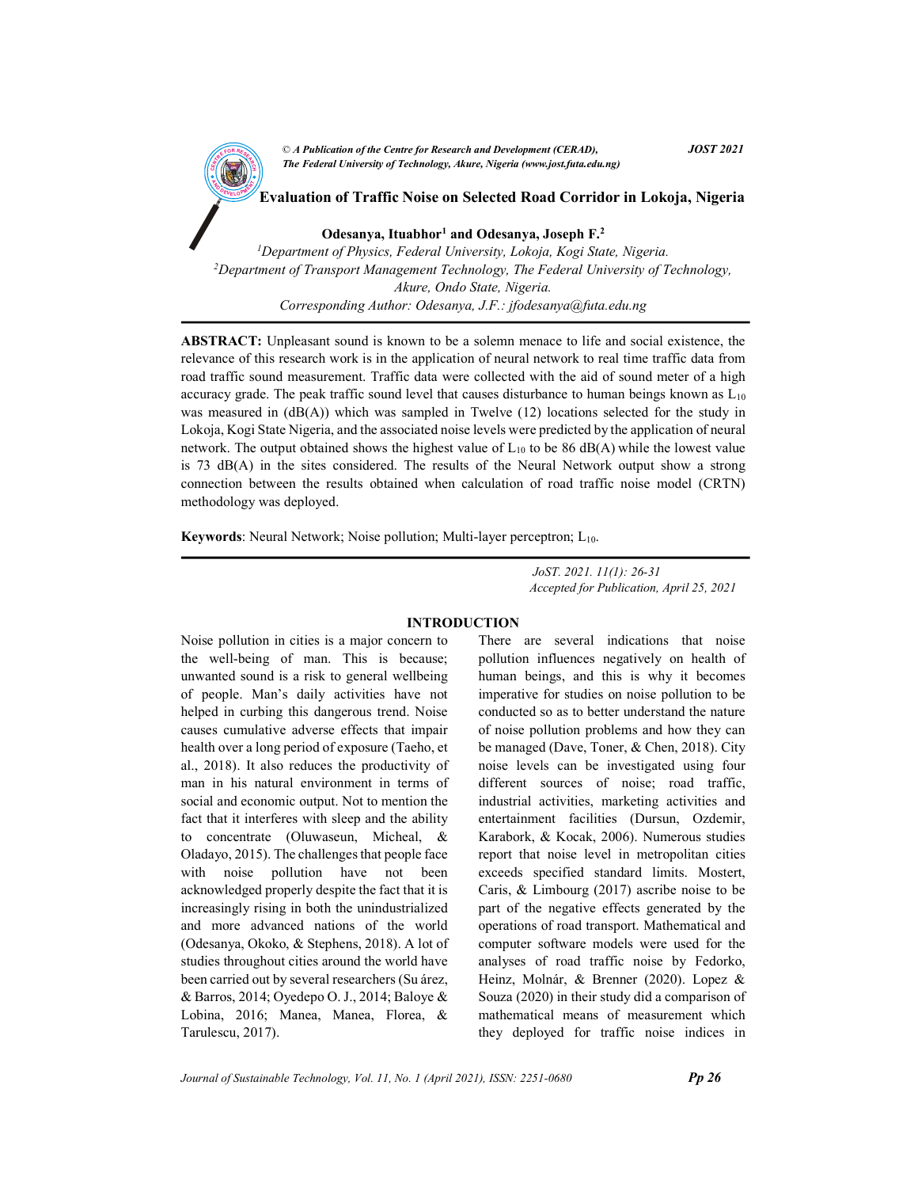© *A Publication of the Centre for Research and Development (CERAD), The Federal University of Technology, Akure, Nigeria (www.jost.futa.edu.ng)* **JOST 2021**

# Evaluation of Traffic Noise on Selected Road Corridor in Lokoja, Nigeria

**Odesanya, Ituabhor[1] and Odesanya, Joseph F.[2]**

[1]*Department of Physics, Federal University, Lokoja, Kogi State, Nigeria.*
[2]*Department of Transport Management Technology, The Federal University of Technology, Akure, Ondo State, Nigeria.*
*Corresponding Author: Odesanya, J.F.: jfodesanya@futa.edu.ng*

**ABSTRACT:** Unpleasant sound is known to be a solemn menace to life and social existence, the relevance of this research work is in the application of neural network to real time traffic data from road traffic sound measurement. Traffic data were collected with the aid of sound meter of a high accuracy grade. The peak traffic sound level that causes disturbance to human beings known as $L_{10}$ was measured in (dB(A)) which was sampled in Twelve (12) locations selected for the study in Lokoja, Kogi State Nigeria, and the associated noise levels were predicted by the application of neural network. The output obtained shows the highest value of $L_{10}$ to be 86 dB(A) while the lowest value is 73 dB(A) in the sites considered. The results of the Neural Network output show a strong connection between the results obtained when calculation of road traffic noise model (CRTN) methodology was deployed.

**Keywords**: Neural Network; Noise pollution; Multi-layer perceptron; $L_{10}$.

*JoST. 2021. 11(1): 26-31*
*Accepted for Publication, April 25, 2021*

## INTRODUCTION

Noise pollution in cities is a major concern to the well-being of man. This is because; unwanted sound is a risk to general wellbeing of people. Man's daily activities have not helped in curbing this dangerous trend. Noise causes cumulative adverse effects that impair health over a long period of exposure (Taeho, et al., 2018). It also reduces the productivity of man in his natural environment in terms of social and economic output. Not to mention the fact that it interferes with sleep and the ability to concentrate (Oluwaseun, Micheal, & Oladayo, 2015). The challenges that people face with noise pollution have not been acknowledged properly despite the fact that it is increasingly rising in both the unindustrialized and more advanced nations of the world (Odesanya, Okoko, & Stephens, 2018). A lot of studies throughout cities around the world have been carried out by several researchers (Su árez, & Barros, 2014; Oyedepo O. J., 2014; Baloye & Lobina, 2016; Manea, Manea, Florea, & Tarulescu, 2017).

There are several indications that noise pollution influences negatively on health of human beings, and this is why it becomes imperative for studies on noise pollution to be conducted so as to better understand the nature of noise pollution problems and how they can be managed (Dave, Toner, & Chen, 2018). City noise levels can be investigated using four different sources of noise; road traffic, industrial activities, marketing activities and entertainment facilities (Dursun, Ozdemir, Karabork, & Kocak, 2006). Numerous studies report that noise level in metropolitan cities exceeds specified standard limits. Mostert, Caris, & Limbourg (2017) ascribe noise to be part of the negative effects generated by the operations of road transport. Mathematical and computer software models were used for the analyses of road traffic noise by Fedorko, Heinz, Molnár, & Brenner (2020). Lopez & Souza (2020) in their study did a comparison of mathematical means of measurement which they deployed for traffic noise indices in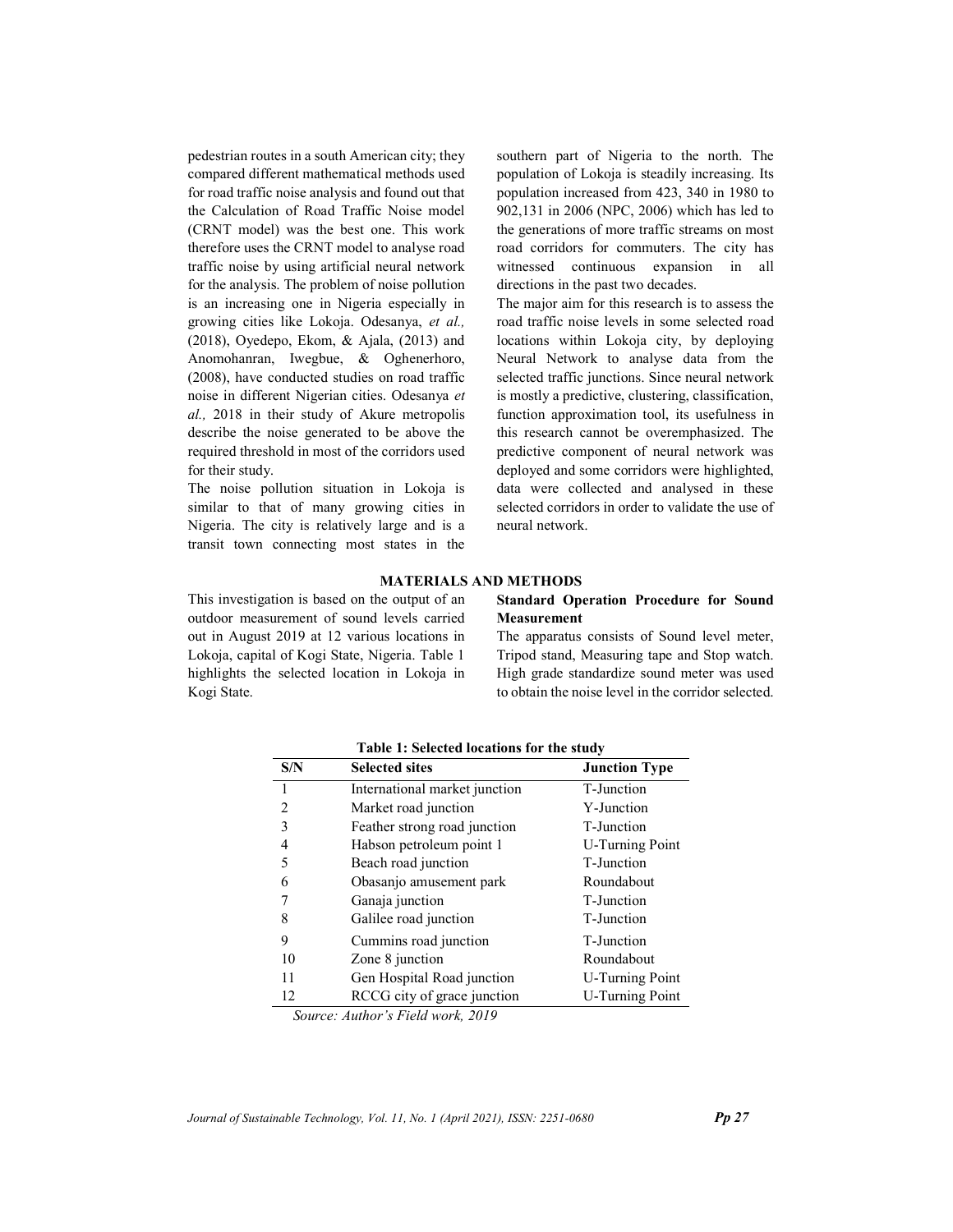pedestrian routes in a south American city; they compared different mathematical methods used for road traffic noise analysis and found out that the Calculation of Road Traffic Noise model (CRNT model) was the best one. This work therefore uses the CRNT model to analyse road traffic noise by using artificial neural network for the analysis. The problem of noise pollution is an increasing one in Nigeria especially in growing cities like Lokoja. Odesanya, *et al.,* (2018), Oyedepo, Ekom, & Ajala, (2013) and Anomohanran, Iwegbue, & Oghenerhoro, (2008), have conducted studies on road traffic noise in different Nigerian cities. Odesanya *et al.,* 2018 in their study of Akure metropolis describe the noise generated to be above the required threshold in most of the corridors used for their study.

The noise pollution situation in Lokoja is similar to that of many growing cities in Nigeria. The city is relatively large and is a transit town connecting most states in the southern part of Nigeria to the north. The population of Lokoja is steadily increasing. Its population increased from 423, 340 in 1980 to 902,131 in 2006 (NPC, 2006) which has led to the generations of more traffic streams on most road corridors for commuters. The city has witnessed continuous expansion in all directions in the past two decades.

The major aim for this research is to assess the road traffic noise levels in some selected road locations within Lokoja city, by deploying Neural Network to analyse data from the selected traffic junctions. Since neural network is mostly a predictive, clustering, classification, function approximation tool, its usefulness in this research cannot be overemphasized. The predictive component of neural network was deployed and some corridors were highlighted, data were collected and analysed in these selected corridors in order to validate the use of neural network.

## MATERIALS AND METHODS

This investigation is based on the output of an outdoor measurement of sound levels carried out in August 2019 at 12 various locations in Lokoja, capital of Kogi State, Nigeria. Table 1 highlights the selected location in Lokoja in Kogi State.

### Standard Operation Procedure for Sound Measurement

The apparatus consists of Sound level meter, Tripod stand, Measuring tape and Stop watch. High grade standardize sound meter was used to obtain the noise level in the corridor selected.

**Table 1: Selected locations for the study**

| S/N | Selected sites | Junction Type |
|---|---|---|
| 1 | International market junction | T-Junction |
| 2 | Market road junction | Y-Junction |
| 3 | Feather strong road junction | T-Junction |
| 4 | Habson petroleum point 1 | U-Turning Point |
| 5 | Beach road junction | T-Junction |
| 6 | Obasanjo amusement park | Roundabout |
| 7 | Ganaja junction | T-Junction |
| 8 | Galilee road junction | T-Junction |
| 9 | Cummins road junction | T-Junction |
| 10 | Zone 8 junction | Roundabout |
| 11 | Gen Hospital Road junction | U-Turning Point |
| 12 | RCCG city of grace junction | U-Turning Point |

*Source: Author's Field work, 2019*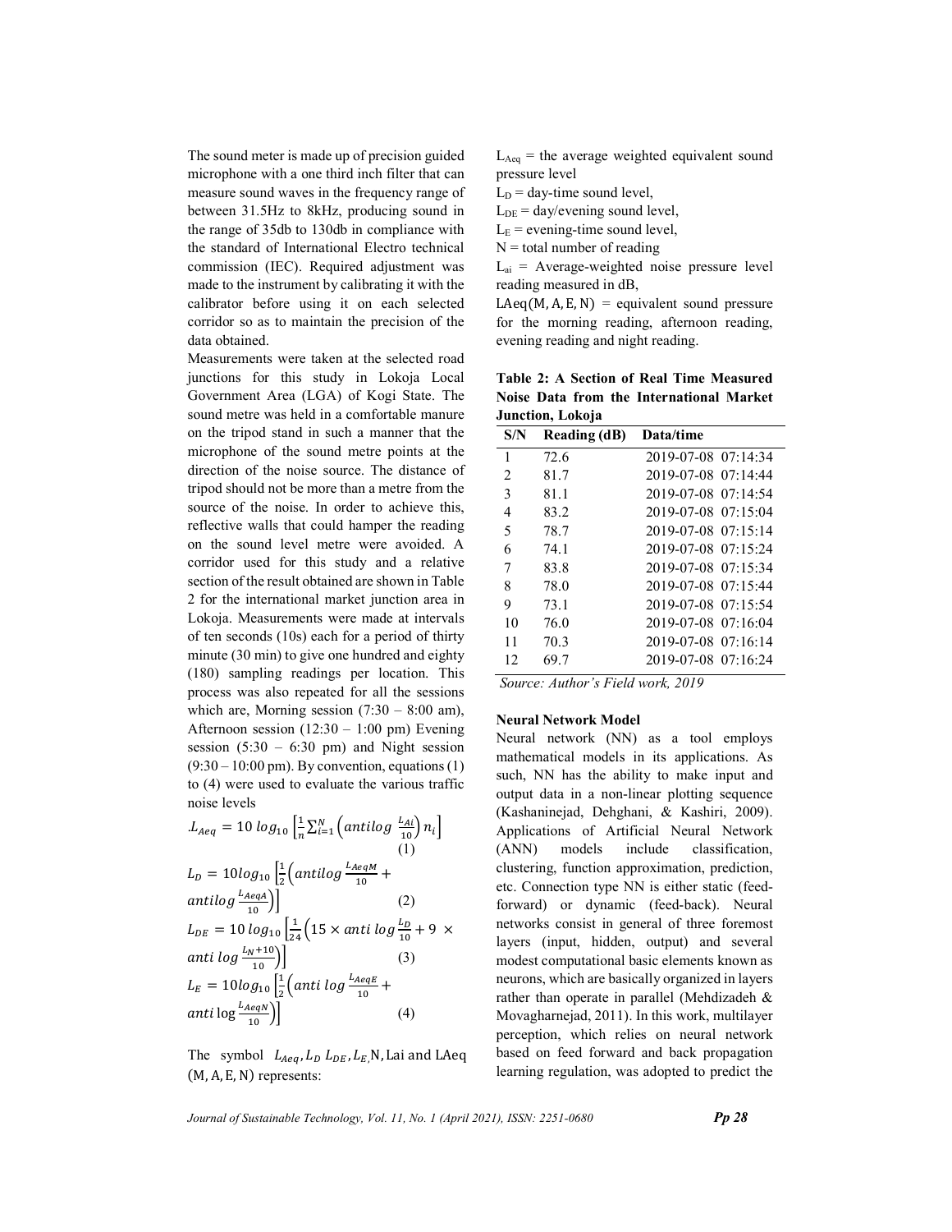The sound meter is made up of precision guided microphone with a one third inch filter that can measure sound waves in the frequency range of between 31.5Hz to 8kHz, producing sound in the range of 35db to 130db in compliance with the standard of International Electro technical commission (IEC). Required adjustment was made to the instrument by calibrating it with the calibrator before using it on each selected corridor so as to maintain the precision of the data obtained.

Measurements were taken at the selected road junctions for this study in Lokoja Local Government Area (LGA) of Kogi State. The sound metre was held in a comfortable manure on the tripod stand in such a manner that the microphone of the sound metre points at the direction of the noise source. The distance of tripod should not be more than a metre from the source of the noise. In order to achieve this, reflective walls that could hamper the reading on the sound level metre were avoided. A corridor used for this study and a relative section of the result obtained are shown in Table 2 for the international market junction area in Lokoja. Measurements were made at intervals of ten seconds (10s) each for a period of thirty minute (30 min) to give one hundred and eighty (180) sampling readings per location. This process was also repeated for all the sessions which are, Morning session (7:30 – 8:00 am), Afternoon session (12:30 – 1:00 pm) Evening session (5:30 – 6:30 pm) and Night session (9:30 – 10:00 pm). By convention, equations (1) to (4) were used to evaluate the various traffic noise levels

$$.L_{Aeq} = 10\ log_{10}\left[\frac{1}{n}\sum_{i=1}^{N}\left(antilog\ \frac{L_{Ai}}{10}\right)n_i\right] \quad (1)$$

$$L_D = 10log_{10}\left[\frac{1}{2}\left(antilog\frac{L_{AeqM}}{10} + antilog\frac{L_{AeqA}}{10}\right)\right] \quad (2)$$

$$L_{DE} = 10\ log_{10}\left[\frac{1}{24}\left(15 \times anti\ log\frac{L_D}{10} + 9\ \times anti\ log\frac{L_N+10}{10}\right)\right] \quad (3)$$

$$L_E = 10log_{10}\left[\frac{1}{2}\left(anti\ log\frac{L_{AeqE}}{10} + anti\log\frac{L_{AeqN}}{10}\right)\right] \quad (4)$$

The symbol $L_{Aeq}, L_D\ L_{DE}, L_E$, N, Lai and LAeq (M, A, E, N) represents:

$L_{Aeq}$ = the average weighted equivalent sound pressure level

$L_D$ = day-time sound level,

$L_{DE}$ = day/evening sound level,

$L_E$ = evening-time sound level,

N = total number of reading

$L_{ai}$ = Average-weighted noise pressure level reading measured in dB,

LAeq(M, A, E, N) = equivalent sound pressure for the morning reading, afternoon reading, evening reading and night reading.

**Table 2: A Section of Real Time Measured Noise Data from the International Market Junction, Lokoja**

| S/N | Reading (dB) | Data/time |
|---|---|---|
| 1 | 72.6 | 2019-07-08 07:14:34 |
| 2 | 81.7 | 2019-07-08 07:14:44 |
| 3 | 81.1 | 2019-07-08 07:14:54 |
| 4 | 83.2 | 2019-07-08 07:15:04 |
| 5 | 78.7 | 2019-07-08 07:15:14 |
| 6 | 74.1 | 2019-07-08 07:15:24 |
| 7 | 83.8 | 2019-07-08 07:15:34 |
| 8 | 78.0 | 2019-07-08 07:15:44 |
| 9 | 73.1 | 2019-07-08 07:15:54 |
| 10 | 76.0 | 2019-07-08 07:16:04 |
| 11 | 70.3 | 2019-07-08 07:16:14 |
| 12 | 69.7 | 2019-07-08 07:16:24 |

*Source: Author's Field work, 2019*

**Neural Network Model**

Neural network (NN) as a tool employs mathematical models in its applications. As such, NN has the ability to make input and output data in a non-linear plotting sequence (Kashaninejad, Dehghani, & Kashiri, 2009). Applications of Artificial Neural Network (ANN) models include classification, clustering, function approximation, prediction, etc. Connection type NN is either static (feed-forward) or dynamic (feed-back). Neural networks consist in general of three foremost layers (input, hidden, output) and several modest computational basic elements known as neurons, which are basically organized in layers rather than operate in parallel (Mehdizadeh & Movagharnejad, 2011). In this work, multilayer perception, which relies on neural network based on feed forward and back propagation learning regulation, was adopted to predict the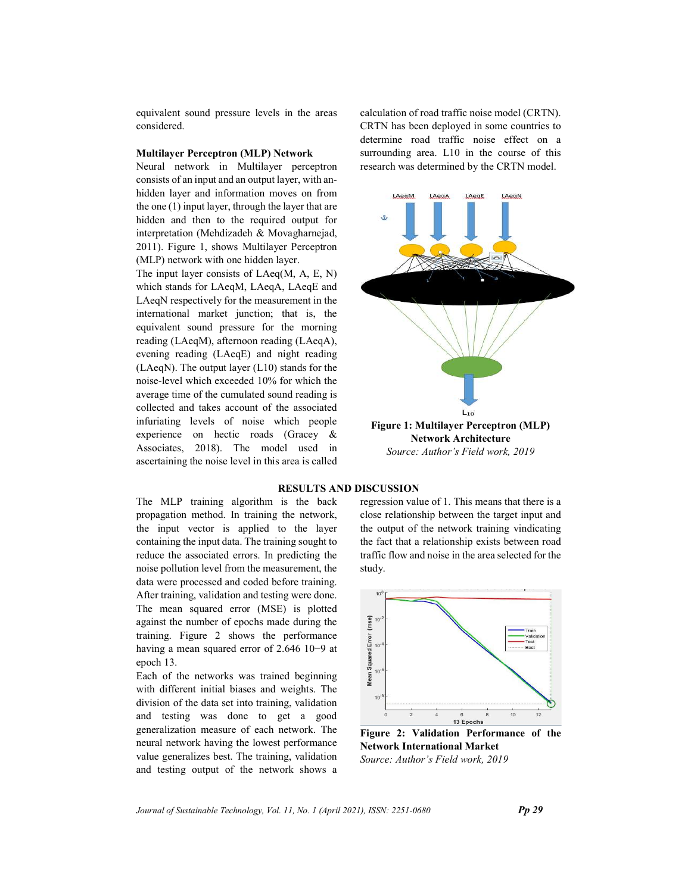equivalent sound pressure levels in the areas considered.

### Multilayer Perceptron (MLP) Network

Neural network in Multilayer perceptron consists of an input and an output layer, with an-hidden layer and information moves on from the one (1) input layer, through the layer that are hidden and then to the required output for interpretation (Mehdizadeh & Movagharnejad, 2011). Figure 1, shows Multilayer Perceptron (MLP) network with one hidden layer.

The input layer consists of LAeq(M, A, E, N) which stands for LAeqM, LAeqA, LAeqE and LAeqN respectively for the measurement in the international market junction; that is, the equivalent sound pressure for the morning reading (LAeqM), afternoon reading (LAeqA), evening reading (LAeqE) and night reading (LAeqN). The output layer (L10) stands for the noise-level which exceeded 10% for which the average time of the cumulated sound reading is collected and takes account of the associated infuriating levels of noise which people experience on hectic roads (Gracey & Associates, 2018). The model used in ascertaining the noise level in this area is called calculation of road traffic noise model (CRTN). CRTN has been deployed in some countries to determine road traffic noise effect on a surrounding area. L10 in the course of this research was determined by the CRTN model.

**Figure 1: Multilayer Perceptron (MLP) Network Architecture**
*Source: Author's Field work, 2019*

## RESULTS AND DISCUSSION

The MLP training algorithm is the back propagation method. In training the network, the input vector is applied to the layer containing the input data. The training sought to reduce the associated errors. In predicting the noise pollution level from the measurement, the data were processed and coded before training. After training, validation and testing were done. The mean squared error (MSE) is plotted against the number of epochs made during the training. Figure 2 shows the performance having a mean squared error of 2.646 10−9 at epoch 13.

Each of the networks was trained beginning with different initial biases and weights. The division of the data set into training, validation and testing was done to get a good generalization measure of each network. The neural network having the lowest performance value generalizes best. The training, validation and testing output of the network shows a regression value of 1. This means that there is a close relationship between the target input and the output of the network training vindicating the fact that a relationship exists between road traffic flow and noise in the area selected for the study.

**Figure 2: Validation Performance of the Network International Market**
*Source: Author's Field work, 2019*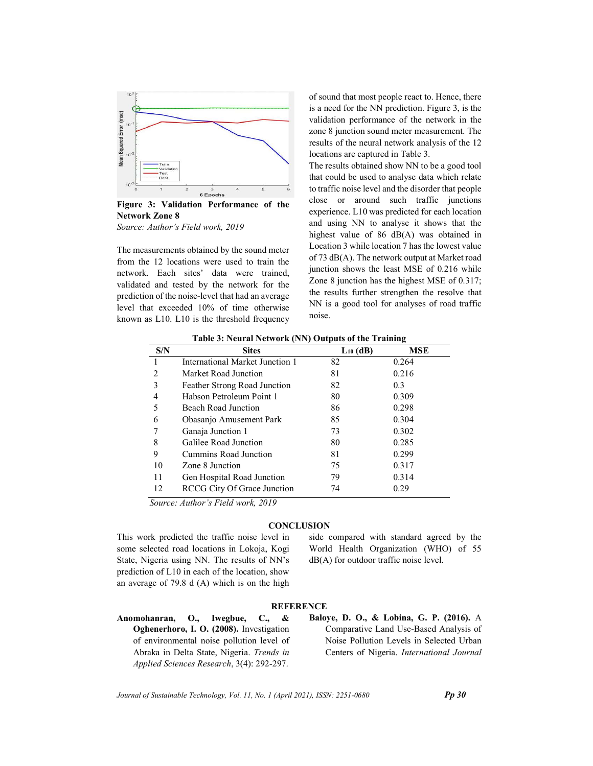**Figure 3: Validation Performance of the Network Zone 8**

*Source: Author's Field work, 2019*

The measurements obtained by the sound meter from the 12 locations were used to train the network. Each sites' data were trained, validated and tested by the network for the prediction of the noise-level that had an average level that exceeded 10% of time otherwise known as L10. L10 is the threshold frequency of sound that most people react to. Hence, there is a need for the NN prediction. Figure 3, is the validation performance of the network in the zone 8 junction sound meter measurement. The results of the neural network analysis of the 12 locations are captured in Table 3.

The results obtained show NN to be a good tool that could be used to analyse data which relate to traffic noise level and the disorder that people close or around such traffic junctions experience. L10 was predicted for each location and using NN to analyse it shows that the highest value of 86 dB(A) was obtained in Location 3 while location 7 has the lowest value of 73 dB(A). The network output at Market road junction shows the least MSE of 0.216 while Zone 8 junction has the highest MSE of 0.317; the results further strengthen the resolve that NN is a good tool for analyses of road traffic noise.

**Table 3: Neural Network (NN) Outputs of the Training**

| S/N | Sites | $L_{10}$ (dB) | MSE |
|---|---|---|---|
| 1 | International Market Junction 1 | 82 | 0.264 |
| 2 | Market Road Junction | 81 | 0.216 |
| 3 | Feather Strong Road Junction | 82 | 0.3 |
| 4 | Habson Petroleum Point 1 | 80 | 0.309 |
| 5 | Beach Road Junction | 86 | 0.298 |
| 6 | Obasanjo Amusement Park | 85 | 0.304 |
| 7 | Ganaja Junction 1 | 73 | 0.302 |
| 8 | Galilee Road Junction | 80 | 0.285 |
| 9 | Cummins Road Junction | 81 | 0.299 |
| 10 | Zone 8 Junction | 75 | 0.317 |
| 11 | Gen Hospital Road Junction | 79 | 0.314 |
| 12 | RCCG City Of Grace Junction | 74 | 0.29 |

*Source: Author's Field work, 2019*

## CONCLUSION

This work predicted the traffic noise level in some selected road locations in Lokoja, Kogi State, Nigeria using NN. The results of NN's prediction of L10 in each of the location, show an average of 79.8 d (A) which is on the high side compared with standard agreed by the World Health Organization (WHO) of 55 dB(A) for outdoor traffic noise level.

## REFERENCE

**Anomohanran, O., Iwegbue, C., & Oghenerhoro, I. O. (2008).** Investigation of environmental noise pollution level of Abraka in Delta State, Nigeria. *Trends in Applied Sciences Research*, 3(4): 292-297.

**Baloye, D. O., & Lobina, G. P. (2016).** A Comparative Land Use-Based Analysis of Noise Pollution Levels in Selected Urban Centers of Nigeria. *International Journal*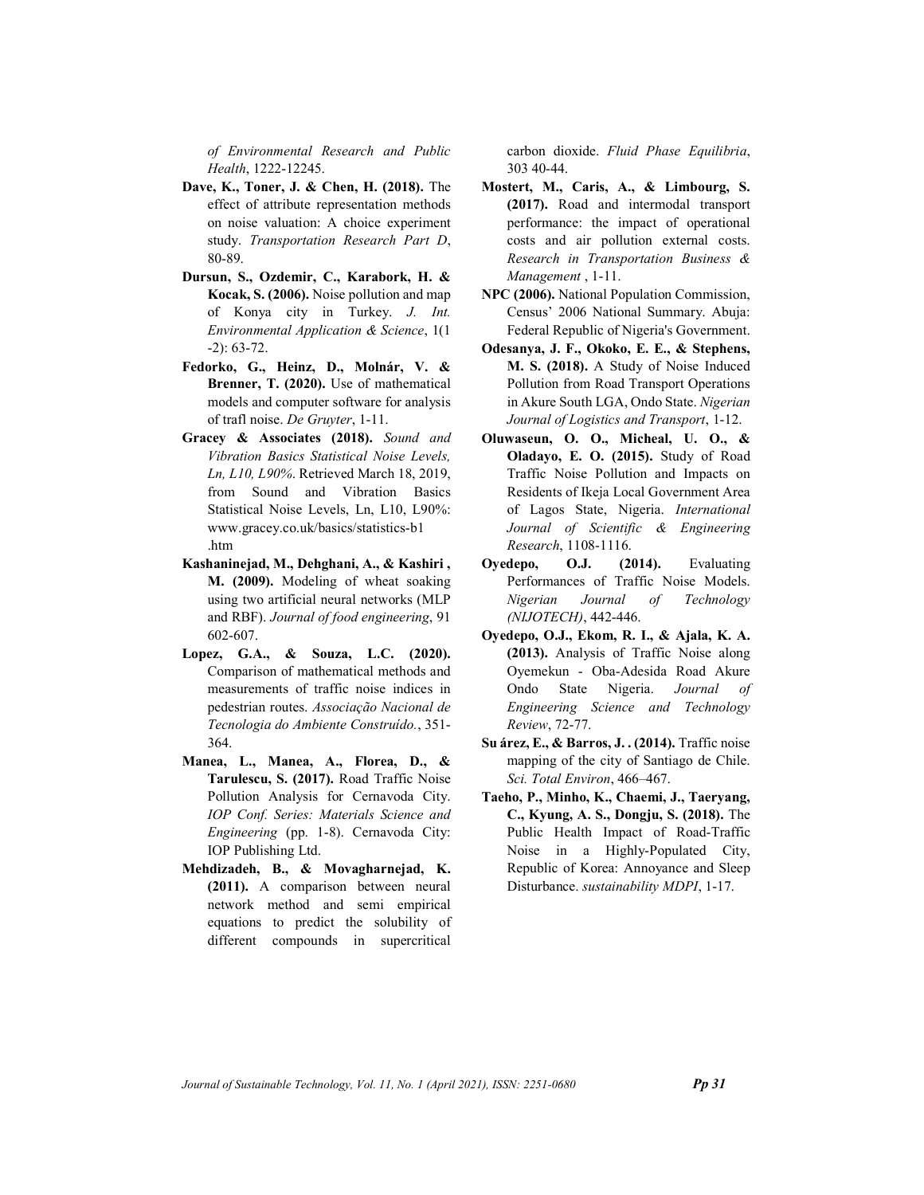*of Environmental Research and Public Health*, 1222-12245.

**Dave, K., Toner, J. & Chen, H. (2018).** The effect of attribute representation methods on noise valuation: A choice experiment study. *Transportation Research Part D*, 80-89.

**Dursun, S., Ozdemir, C., Karabork, H. & Kocak, S. (2006).** Noise pollution and map of Konya city in Turkey. *J. Int. Environmental Application & Science*, 1(1 -2): 63-72.

**Fedorko, G., Heinz, D., Molnár, V. & Brenner, T. (2020).** Use of mathematical models and computer software for analysis of trafl noise. *De Gruyter*, 1-11.

**Gracey & Associates (2018).** *Sound and Vibration Basics Statistical Noise Levels, Ln, L10, L90%*. Retrieved March 18, 2019, from Sound and Vibration Basics Statistical Noise Levels, Ln, L10, L90%: www.gracey.co.uk/basics/statistics-b1 .htm

**Kashaninejad, M., Dehghani, A., & Kashiri , M. (2009).** Modeling of wheat soaking using two artificial neural networks (MLP and RBF). *Journal of food engineering*, 91 602-607.

**Lopez, G.A., & Souza, L.C. (2020).** Comparison of mathematical methods and measurements of traffic noise indices in pedestrian routes. *Associação Nacional de Tecnologia do Ambiente Construído.*, 351-364.

**Manea, L., Manea, A., Florea, D., & Tarulescu, S. (2017).** Road Traffic Noise Pollution Analysis for Cernavoda City. *IOP Conf. Series: Materials Science and Engineering* (pp. 1-8). Cernavoda City: IOP Publishing Ltd.

**Mehdizadeh, B., & Movagharnejad, K. (2011).** A comparison between neural network method and semi empirical equations to predict the solubility of different compounds in supercritical carbon dioxide. *Fluid Phase Equilibria*, 303 40-44.

**Mostert, M., Caris, A., & Limbourg, S. (2017).** Road and intermodal transport performance: the impact of operational costs and air pollution external costs. *Research in Transportation Business & Management* , 1-11.

**NPC (2006).** National Population Commission, Census' 2006 National Summary. Abuja: Federal Republic of Nigeria's Government.

**Odesanya, J. F., Okoko, E. E., & Stephens, M. S. (2018).** A Study of Noise Induced Pollution from Road Transport Operations in Akure South LGA, Ondo State. *Nigerian Journal of Logistics and Transport*, 1-12.

**Oluwaseun, O. O., Micheal, U. O., & Oladayo, E. O. (2015).** Study of Road Traffic Noise Pollution and Impacts on Residents of Ikeja Local Government Area of Lagos State, Nigeria. *International Journal of Scientific & Engineering Research*, 1108-1116.

**Oyedepo, O.J. (2014).** Evaluating Performances of Traffic Noise Models. *Nigerian Journal of Technology (NIJOTECH)*, 442-446.

**Oyedepo, O.J., Ekom, R. I., & Ajala, K. A. (2013).** Analysis of Traffic Noise along Oyemekun - Oba-Adesida Road Akure Ondo State Nigeria. *Journal of Engineering Science and Technology Review*, 72-77.

**Su árez, E., & Barros, J. . (2014).** Traffic noise mapping of the city of Santiago de Chile. *Sci. Total Environ*, 466–467.

**Taeho, P., Minho, K., Chaemi, J., Taeryang, C., Kyung, A. S., Dongju, S. (2018).** The Public Health Impact of Road-Traffic Noise in a Highly-Populated City, Republic of Korea: Annoyance and Sleep Disturbance. *sustainability MDPI*, 1-17.